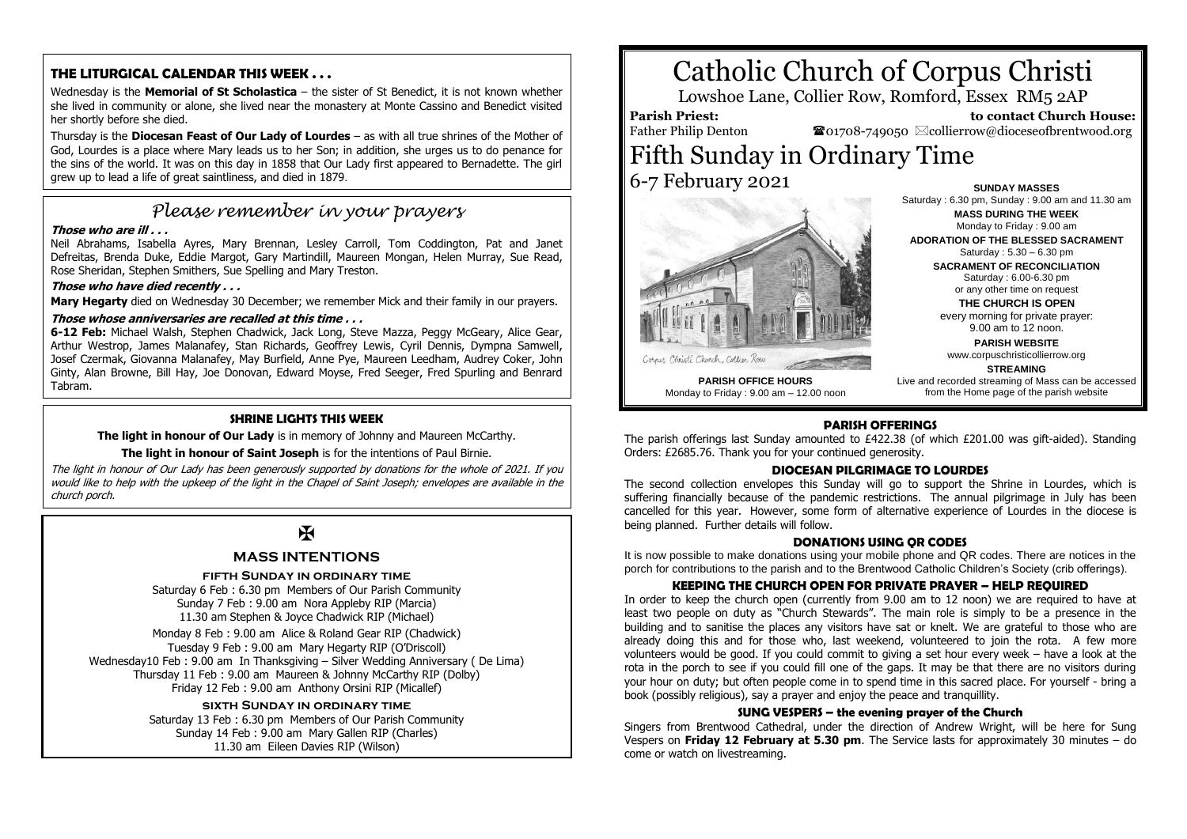# Catholic Church of Corpus Christi

Lowshoe Lane, Collier Row, Romford, Essex RM5 2AP

**Parish Priest:** Father Philip Denton

**to contact Church House:** ☎01708-749050 ✉collierrow@dioceseofbrentwood.org

# Fifth Sunday in Ordinary Time

6-7 February 2021

Corpus Christi Church, Collier Row

**PARISH OFFICE HOURS**
Monday to Friday : 9.00 am – 12.00 noon

**SUNDAY MASSES**
Saturday : 6.30 pm, Sunday : 9.00 am and 11.30 am

**MASS DURING THE WEEK**
Monday to Friday : 9.00 am

**ADORATION OF THE BLESSED SACRAMENT**
Saturday : 5.30 – 6.30 pm

**SACRAMENT OF RECONCILIATION**
Saturday : 6.00-6.30 pm
or any other time on request

**THE CHURCH IS OPEN**
every morning for private prayer:
9.00 am to 12 noon.

**PARISH WEBSITE**
www.corpuschristicollierrow.org

**STREAMING**
Live and recorded streaming of Mass can be accessed from the Home page of the parish website

## THE LITURGICAL CALENDAR THIS WEEK . . .

Wednesday is the **Memorial of St Scholastica** – the sister of St Benedict, it is not known whether she lived in community or alone, she lived near the monastery at Monte Cassino and Benedict visited her shortly before she died.

Thursday is the **Diocesan Feast of Our Lady of Lourdes** – as with all true shrines of the Mother of God, Lourdes is a place where Mary leads us to her Son; in addition, she urges us to do penance for the sins of the world. It was on this day in 1858 that Our Lady first appeared to Bernadette. The girl grew up to lead a life of great saintliness, and died in 1879.

## *Please remember in your prayers*

***Those who are ill . . .***

Neil Abrahams, Isabella Ayres, Mary Brennan, Lesley Carroll, Tom Coddington, Pat and Janet Defreitas, Brenda Duke, Eddie Margot, Gary Martindill, Maureen Mongan, Helen Murray, Sue Read, Rose Sheridan, Stephen Smithers, Sue Spelling and Mary Treston.

***Those who have died recently . . .***

**Mary Hegarty** died on Wednesday 30 December; we remember Mick and their family in our prayers.

***Those whose anniversaries are recalled at this time . . .***

**6-12 Feb:** Michael Walsh, Stephen Chadwick, Jack Long, Steve Mazza, Peggy McGeary, Alice Gear, Arthur Westrop, James Malanafey, Stan Richards, Geoffrey Lewis, Cyril Dennis, Dympna Samwell, Josef Czermak, Giovanna Malanafey, May Burfield, Anne Pye, Maureen Leedham, Audrey Coker, John Ginty, Alan Browne, Bill Hay, Joe Donovan, Edward Moyse, Fred Seeger, Fred Spurling and Benrard Tabram.

## SHRINE LIGHTS THIS WEEK

**The light in honour of Our Lady** is in memory of Johnny and Maureen McCarthy.

**The light in honour of Saint Joseph** is for the intentions of Paul Birnie.

*The light in honour of Our Lady has been generously supported by donations for the whole of 2021. If you would like to help with the upkeep of the light in the Chapel of Saint Joseph; envelopes are available in the church porch.*

✠

## MASS INTENTIONS

### FIFTH SUNDAY IN ORDINARY TIME

Saturday 6 Feb : 6.30 pm Members of Our Parish Community
Sunday 7 Feb : 9.00 am Nora Appleby RIP (Marcia)
11.30 am Stephen & Joyce Chadwick RIP (Michael)

Monday 8 Feb : 9.00 am Alice & Roland Gear RIP (Chadwick)
Tuesday 9 Feb : 9.00 am Mary Hegarty RIP (O'Driscoll)
Wednesday10 Feb : 9.00 am In Thanksgiving – Silver Wedding Anniversary ( De Lima)
Thursday 11 Feb : 9.00 am Maureen & Johnny McCarthy RIP (Dolby)
Friday 12 Feb : 9.00 am Anthony Orsini RIP (Micallef)

### SIXTH SUNDAY IN ORDINARY TIME

Saturday 13 Feb : 6.30 pm Members of Our Parish Community
Sunday 14 Feb : 9.00 am Mary Gallen RIP (Charles)
11.30 am Eileen Davies RIP (Wilson)

## PARISH OFFERINGS

The parish offerings last Sunday amounted to £422.38 (of which £201.00 was gift-aided). Standing Orders: £2685.76. Thank you for your continued generosity.

## DIOCESAN PILGRIMAGE TO LOURDES

The second collection envelopes this Sunday will go to support the Shrine in Lourdes, which is suffering financially because of the pandemic restrictions. The annual pilgrimage in July has been cancelled for this year. However, some form of alternative experience of Lourdes in the diocese is being planned. Further details will follow.

## DONATIONS USING QR CODES

It is now possible to make donations using your mobile phone and QR codes. There are notices in the porch for contributions to the parish and to the Brentwood Catholic Children's Society (crib offerings).

## KEEPING THE CHURCH OPEN FOR PRIVATE PRAYER – HELP REQUIRED

In order to keep the church open (currently from 9.00 am to 12 noon) we are required to have at least two people on duty as "Church Stewards". The main role is simply to be a presence in the building and to sanitise the places any visitors have sat or knelt. We are grateful to those who are already doing this and for those who, last weekend, volunteered to join the rota. A few more volunteers would be good. If you could commit to giving a set hour every week – have a look at the rota in the porch to see if you could fill one of the gaps. It may be that there are no visitors during your hour on duty; but often people come in to spend time in this sacred place. For yourself - bring a book (possibly religious), say a prayer and enjoy the peace and tranquillity.

## SUNG VESPERS – the evening prayer of the Church

Singers from Brentwood Cathedral, under the direction of Andrew Wright, will be here for Sung Vespers on **Friday 12 February at 5.30 pm**. The Service lasts for approximately 30 minutes – do come or watch on livestreaming.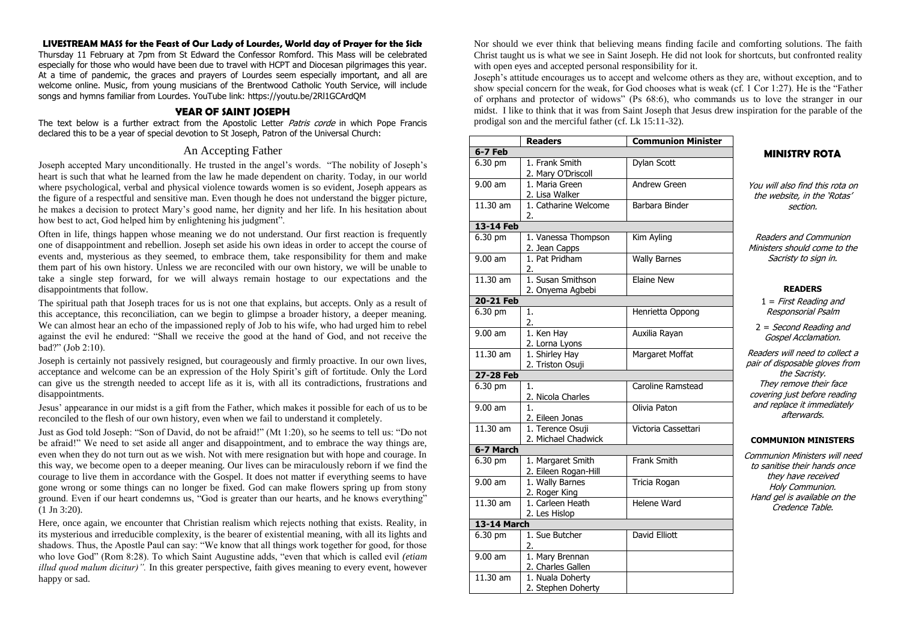**LIVESTREAM MASS for the Feast of Our Lady of Lourdes, World day of Prayer for the Sick**

Thursday 11 February at 7pm from St Edward the Confessor Romford. This Mass will be celebrated especially for those who would have been due to travel with HCPT and Diocesan pilgrimages this year. At a time of pandemic, the graces and prayers of Lourdes seem especially important, and all are welcome online. Music, from young musicians of the Brentwood Catholic Youth Service, will include songs and hymns familiar from Lourdes. YouTube link: https://youtu.be/2Rl1GCArdQM

## YEAR OF SAINT JOSEPH

The text below is a further extract from the Apostolic Letter *Patris corde* in which Pope Francis declared this to be a year of special devotion to St Joseph, Patron of the Universal Church:

### An Accepting Father

Joseph accepted Mary unconditionally. He trusted in the angel's words. "The nobility of Joseph's heart is such that what he learned from the law he made dependent on charity. Today, in our world where psychological, verbal and physical violence towards women is so evident, Joseph appears as the figure of a respectful and sensitive man. Even though he does not understand the bigger picture, he makes a decision to protect Mary's good name, her dignity and her life. In his hesitation about how best to act, God helped him by enlightening his judgment".

Often in life, things happen whose meaning we do not understand. Our first reaction is frequently one of disappointment and rebellion. Joseph set aside his own ideas in order to accept the course of events and, mysterious as they seemed, to embrace them, take responsibility for them and make them part of his own history. Unless we are reconciled with our own history, we will be unable to take a single step forward, for we will always remain hostage to our expectations and the disappointments that follow.

The spiritual path that Joseph traces for us is not one that explains, but accepts. Only as a result of this acceptance, this reconciliation, can we begin to glimpse a broader history, a deeper meaning. We can almost hear an echo of the impassioned reply of Job to his wife, who had urged him to rebel against the evil he endured: "Shall we receive the good at the hand of God, and not receive the bad?" (Job 2:10).

Joseph is certainly not passively resigned, but courageously and firmly proactive. In our own lives, acceptance and welcome can be an expression of the Holy Spirit's gift of fortitude. Only the Lord can give us the strength needed to accept life as it is, with all its contradictions, frustrations and disappointments.

Jesus' appearance in our midst is a gift from the Father, which makes it possible for each of us to be reconciled to the flesh of our own history, even when we fail to understand it completely.

Just as God told Joseph: "Son of David, do not be afraid!" (Mt 1:20), so he seems to tell us: "Do not be afraid!" We need to set aside all anger and disappointment, and to embrace the way things are, even when they do not turn out as we wish. Not with mere resignation but with hope and courage. In this way, we become open to a deeper meaning. Our lives can be miraculously reborn if we find the courage to live them in accordance with the Gospel. It does not matter if everything seems to have gone wrong or some things can no longer be fixed. God can make flowers spring up from stony ground. Even if our heart condemns us, "God is greater than our hearts, and he knows everything" (1 Jn 3:20).

Here, once again, we encounter that Christian realism which rejects nothing that exists. Reality, in its mysterious and irreducible complexity, is the bearer of existential meaning, with all its lights and shadows. Thus, the Apostle Paul can say: "We know that all things work together for good, for those who love God" (Rom 8:28). To which Saint Augustine adds, "even that which is called evil *(etiam illud quod malum dicitur)".* In this greater perspective, faith gives meaning to every event, however happy or sad.

Nor should we ever think that believing means finding facile and comforting solutions. The faith Christ taught us is what we see in Saint Joseph. He did not look for shortcuts, but confronted reality with open eyes and accepted personal responsibility for it.

Joseph's attitude encourages us to accept and welcome others as they are, without exception, and to show special concern for the weak, for God chooses what is weak (cf. 1 Cor 1:27). He is the "Father of orphans and protector of widows" (Ps 68:6), who commands us to love the stranger in our midst. I like to think that it was from Saint Joseph that Jesus drew inspiration for the parable of the prodigal son and the merciful father (cf. Lk 15:11-32).

## MINISTRY ROTA

| | Readers | Communion Minister |
|---|---|---|
| **6-7 Feb** | | |
| 6.30 pm | 1. Frank Smith<br>2. Mary O'Driscoll | Dylan Scott |
| 9.00 am | 1. Maria Green<br>2. Lisa Walker | Andrew Green |
| 11.30 am | 1. Catharine Welcome<br>2. | Barbara Binder |
| **13-14 Feb** | | |
| 6.30 pm | 1. Vanessa Thompson<br>2. Jean Capps | Kim Ayling |
| 9.00 am | 1. Pat Pridham<br>2. | Wally Barnes |
| 11.30 am | 1. Susan Smithson<br>2. Onyema Agbebi | Elaine New |
| **20-21 Feb** | | |
| 6.30 pm | 1.<br>2. | Henrietta Oppong |
| 9.00 am | 1. Ken Hay<br>2. Lorna Lyons | Auxilia Rayan |
| 11.30 am | 1. Shirley Hay<br>2. Triston Osuji | Margaret Moffat |
| **27-28 Feb** | | |
| 6.30 pm | 1.<br>2. Nicola Charles | Caroline Ramstead |
| 9.00 am | 1.<br>2. Eileen Jonas | Olivia Paton |
| 11.30 am | 1. Terence Osuji<br>2. Michael Chadwick | Victoria Cassettari |
| **6-7 March** | | |
| 6.30 pm | 1. Margaret Smith<br>2. Eileen Rogan-Hill | Frank Smith |
| 9.00 am | 1. Wally Barnes<br>2. Roger King | Tricia Rogan |
| 11.30 am | 1. Carleen Heath<br>2. Les Hislop | Helene Ward |
| **13-14 March** | | |
| 6.30 pm | 1. Sue Butcher<br>2. | David Elliott |
| 9.00 am | 1. Mary Brennan<br>2. Charles Gallen | |
| 11.30 am | 1. Nuala Doherty<br>2. Stephen Doherty | |

*You will also find this rota on the website, in the 'Rotas' section.*

*Readers and Communion Ministers should come to the Sacristy to sign in.*

**READERS**

1 = *First Reading and Responsorial Psalm*

2 = *Second Reading and Gospel Acclamation.*

*Readers will need to collect a pair of disposable gloves from the Sacristy. They remove their face covering just before reading and replace it immediately afterwards.*

**COMMUNION MINISTERS**

*Communion Ministers will need to sanitise their hands once they have received Holy Communion. Hand gel is available on the Credence Table.*